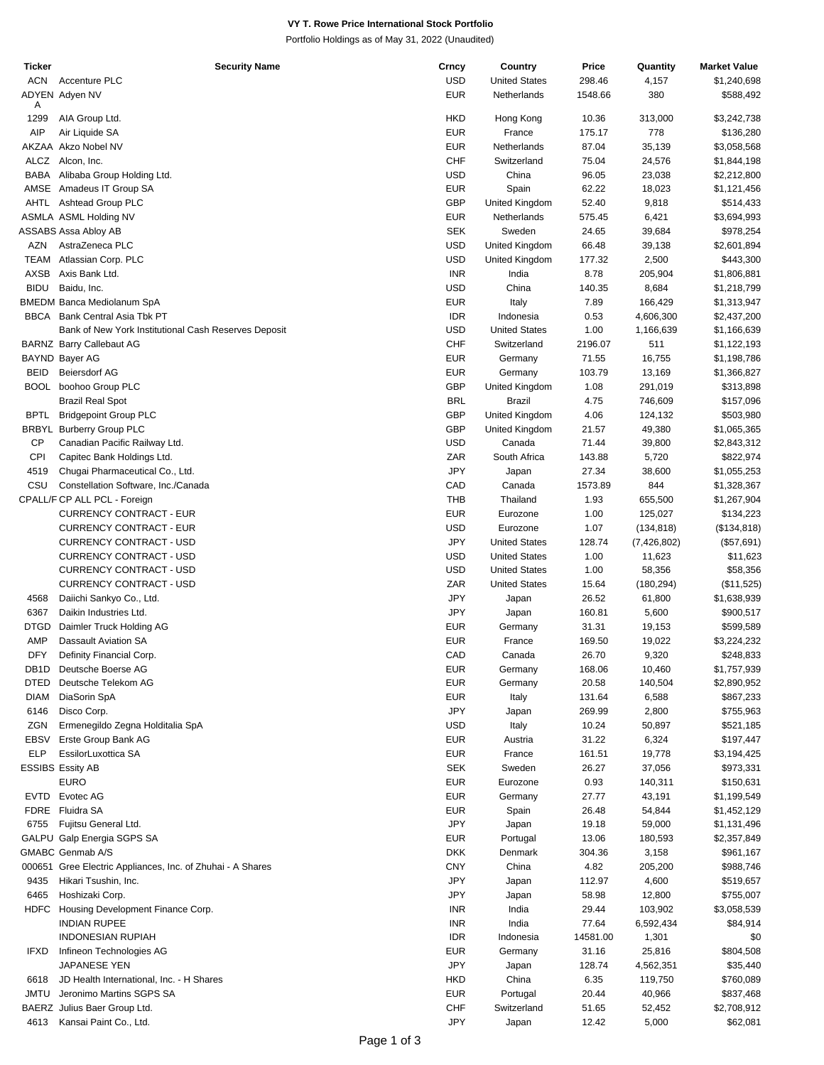**VY T. Rowe Price International Stock Portfolio**

Portfolio Holdings as of May 31, 2022 (Unaudited)

| Ticker | Security Name | Crncy | Country | Price | Quantity | Market Value |
|---|---|---|---|---|---|---|
| ACN | Accenture PLC | USD | United States | 298.46 | 4,157 | $1,240,698 |
| ADYENA | Adyen NV | EUR | Netherlands | 1548.66 | 380 | $588,492 |
| 1299 | AIA Group Ltd. | HKD | Hong Kong | 10.36 | 313,000 | $3,242,738 |
| AIP | Air Liquide SA | EUR | France | 175.17 | 778 | $136,280 |
| AKZAA | Akzo Nobel NV | EUR | Netherlands | 87.04 | 35,139 | $3,058,568 |
| ALCZ | Alcon, Inc. | CHF | Switzerland | 75.04 | 24,576 | $1,844,198 |
| BABA | Alibaba Group Holding Ltd. | USD | China | 96.05 | 23,038 | $2,212,800 |
| AMSE | Amadeus IT Group SA | EUR | Spain | 62.22 | 18,023 | $1,121,456 |
| AHTL | Ashtead Group PLC | GBP | United Kingdom | 52.40 | 9,818 | $514,433 |
| ASMLA | ASML Holding NV | EUR | Netherlands | 575.45 | 6,421 | $3,694,993 |
| ASSABS | Assa Abloy AB | SEK | Sweden | 24.65 | 39,684 | $978,254 |
| AZN | AstraZeneca PLC | USD | United Kingdom | 66.48 | 39,138 | $2,601,894 |
| TEAM | Atlassian Corp. PLC | USD | United Kingdom | 177.32 | 2,500 | $443,300 |
| AXSB | Axis Bank Ltd. | INR | India | 8.78 | 205,904 | $1,806,881 |
| BIDU | Baidu, Inc. | USD | China | 140.35 | 8,684 | $1,218,799 |
| BMEDM | Banca Mediolanum SpA | EUR | Italy | 7.89 | 166,429 | $1,313,947 |
| BBCA | Bank Central Asia Tbk PT | IDR | Indonesia | 0.53 | 4,606,300 | $2,437,200 |
| | Bank of New York Institutional Cash Reserves Deposit | USD | United States | 1.00 | 1,166,639 | $1,166,639 |
| BARNZ | Barry Callebaut AG | CHF | Switzerland | 2196.07 | 511 | $1,122,193 |
| BAYND | Bayer AG | EUR | Germany | 71.55 | 16,755 | $1,198,786 |
| BEID | Beiersdorf AG | EUR | Germany | 103.79 | 13,169 | $1,366,827 |
| BOOL | boohoo Group PLC | GBP | United Kingdom | 1.08 | 291,019 | $313,898 |
| | Brazil Real Spot | BRL | Brazil | 4.75 | 746,609 | $157,096 |
| BPTL | Bridgepoint Group PLC | GBP | United Kingdom | 4.06 | 124,132 | $503,980 |
| BRBYL | Burberry Group PLC | GBP | United Kingdom | 21.57 | 49,380 | $1,065,365 |
| CP | Canadian Pacific Railway Ltd. | USD | Canada | 71.44 | 39,800 | $2,843,312 |
| CPI | Capitec Bank Holdings Ltd. | ZAR | South Africa | 143.88 | 5,720 | $822,974 |
| 4519 | Chugai Pharmaceutical Co., Ltd. | JPY | Japan | 27.34 | 38,600 | $1,055,253 |
| CSU | Constellation Software, Inc./Canada | CAD | Canada | 1573.89 | 844 | $1,328,367 |
| CPALL/F | CP ALL PCL - Foreign | THB | Thailand | 1.93 | 655,500 | $1,267,904 |
| | CURRENCY CONTRACT - EUR | EUR | Eurozone | 1.00 | 125,027 | $134,223 |
| | CURRENCY CONTRACT - EUR | USD | Eurozone | 1.07 | (134,818) | ($134,818) |
| | CURRENCY CONTRACT - USD | JPY | United States | 128.74 | (7,426,802) | ($57,691) |
| | CURRENCY CONTRACT - USD | USD | United States | 1.00 | 11,623 | $11,623 |
| | CURRENCY CONTRACT - USD | USD | United States | 1.00 | 58,356 | $58,356 |
| | CURRENCY CONTRACT - USD | ZAR | United States | 15.64 | (180,294) | ($11,525) |
| 4568 | Daiichi Sankyo Co., Ltd. | JPY | Japan | 26.52 | 61,800 | $1,638,939 |
| 6367 | Daikin Industries Ltd. | JPY | Japan | 160.81 | 5,600 | $900,517 |
| DTGD | Daimler Truck Holding AG | EUR | Germany | 31.31 | 19,153 | $599,589 |
| AMP | Dassault Aviation SA | EUR | France | 169.50 | 19,022 | $3,224,232 |
| DFY | Definity Financial Corp. | CAD | Canada | 26.70 | 9,320 | $248,833 |
| DB1D | Deutsche Boerse AG | EUR | Germany | 168.06 | 10,460 | $1,757,939 |
| DTED | Deutsche Telekom AG | EUR | Germany | 20.58 | 140,504 | $2,890,952 |
| DIAM | DiaSorin SpA | EUR | Italy | 131.64 | 6,588 | $867,233 |
| 6146 | Disco Corp. | JPY | Japan | 269.99 | 2,800 | $755,963 |
| ZGN | Ermenegildo Zegna Holditalia SpA | USD | Italy | 10.24 | 50,897 | $521,185 |
| EBSV | Erste Group Bank AG | EUR | Austria | 31.22 | 6,324 | $197,447 |
| ELP | EssilorLuxottica SA | EUR | France | 161.51 | 19,778 | $3,194,425 |
| ESSIBS | Essity AB | SEK | Sweden | 26.27 | 37,056 | $973,331 |
| | EURO | EUR | Eurozone | 0.93 | 140,311 | $150,631 |
| EVTD | Evotec AG | EUR | Germany | 27.77 | 43,191 | $1,199,549 |
| FDRE | Fluidra SA | EUR | Spain | 26.48 | 54,844 | $1,452,129 |
| 6755 | Fujitsu General Ltd. | JPY | Japan | 19.18 | 59,000 | $1,131,496 |
| GALPU | Galp Energia SGPS SA | EUR | Portugal | 13.06 | 180,593 | $2,357,849 |
| GMABC | Genmab A/S | DKK | Denmark | 304.36 | 3,158 | $961,167 |
| 000651 | Gree Electric Appliances, Inc. of Zhuhai - A Shares | CNY | China | 4.82 | 205,200 | $988,746 |
| 9435 | Hikari Tsushin, Inc. | JPY | Japan | 112.97 | 4,600 | $519,657 |
| 6465 | Hoshizaki Corp. | JPY | Japan | 58.98 | 12,800 | $755,007 |
| HDFC | Housing Development Finance Corp. | INR | India | 29.44 | 103,902 | $3,058,539 |
| | INDIAN RUPEE | INR | India | 77.64 | 6,592,434 | $84,914 |
| | INDONESIAN RUPIAH | IDR | Indonesia | 14581.00 | 1,301 | $0 |
| IFXD | Infineon Technologies AG | EUR | Germany | 31.16 | 25,816 | $804,508 |
| | JAPANESE YEN | JPY | Japan | 128.74 | 4,562,351 | $35,440 |
| 6618 | JD Health International, Inc. - H Shares | HKD | China | 6.35 | 119,750 | $760,089 |
| JMTU | Jeronimo Martins SGPS SA | EUR | Portugal | 20.44 | 40,966 | $837,468 |
| BAERZ | Julius Baer Group Ltd. | CHF | Switzerland | 51.65 | 52,452 | $2,708,912 |
| 4613 | Kansai Paint Co., Ltd. | JPY | Japan | 12.42 | 5,000 | $62,081 |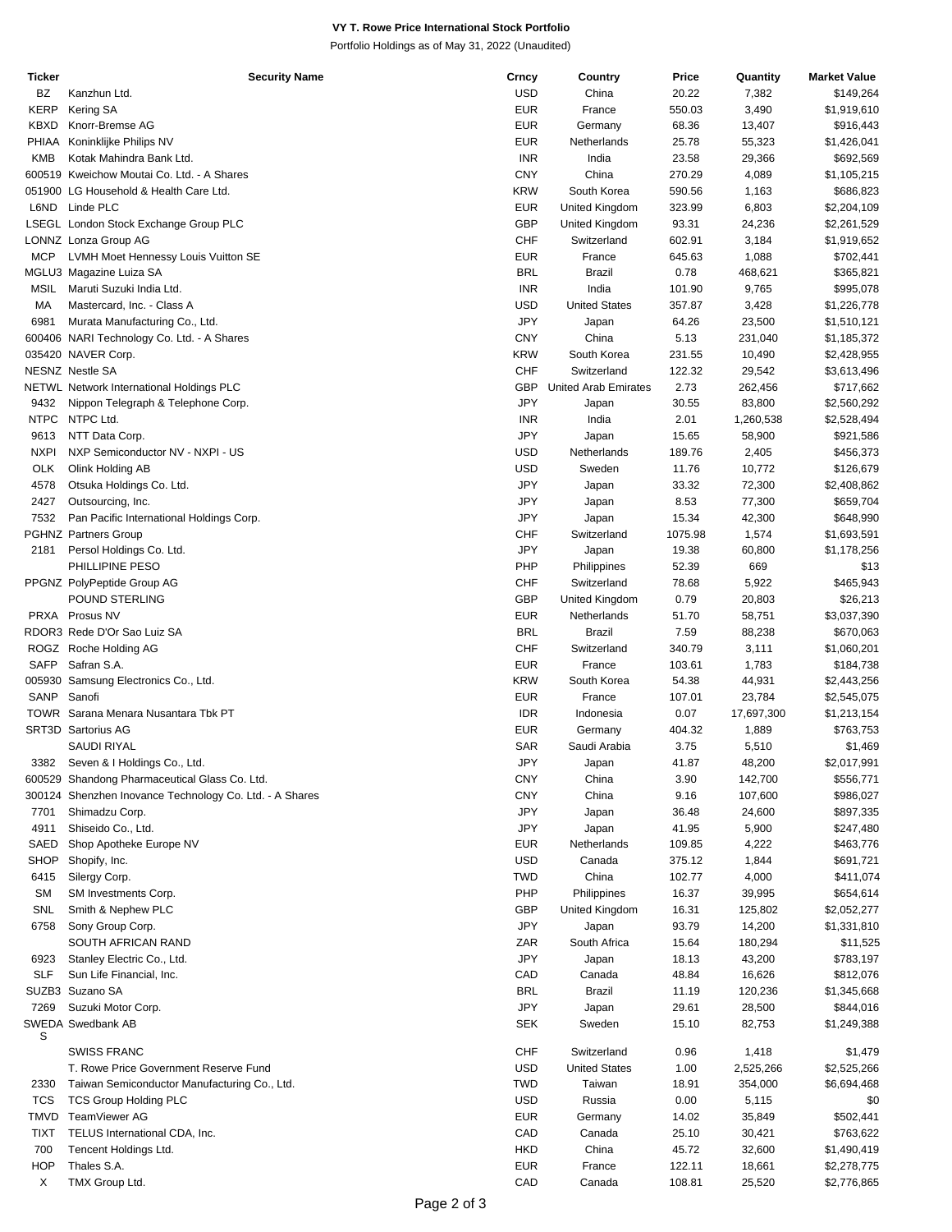**VY T. Rowe Price International Stock Portfolio**

Portfolio Holdings as of May 31, 2022 (Unaudited)

| Ticker | Security Name | Crncy | Country | Price | Quantity | Market Value |
|---|---|---|---|---|---|---|
| BZ | Kanzhun Ltd. | USD | China | 20.22 | 7,382 | $149,264 |
| KERP | Kering SA | EUR | France | 550.03 | 3,490 | $1,919,610 |
| KBXD | Knorr-Bremse AG | EUR | Germany | 68.36 | 13,407 | $916,443 |
| PHIAA | Koninklijke Philips NV | EUR | Netherlands | 25.78 | 55,323 | $1,426,041 |
| KMB | Kotak Mahindra Bank Ltd. | INR | India | 23.58 | 29,366 | $692,569 |
| 600519 | Kweichow Moutai Co. Ltd. - A Shares | CNY | China | 270.29 | 4,089 | $1,105,215 |
| 051900 | LG Household & Health Care Ltd. | KRW | South Korea | 590.56 | 1,163 | $686,823 |
| L6ND | Linde PLC | EUR | United Kingdom | 323.99 | 6,803 | $2,204,109 |
| LSEGL | London Stock Exchange Group PLC | GBP | United Kingdom | 93.31 | 24,236 | $2,261,529 |
| LONNZ | Lonza Group AG | CHF | Switzerland | 602.91 | 3,184 | $1,919,652 |
| MCP | LVMH Moet Hennessy Louis Vuitton SE | EUR | France | 645.63 | 1,088 | $702,441 |
| MGLU3 | Magazine Luiza SA | BRL | Brazil | 0.78 | 468,621 | $365,821 |
| MSIL | Maruti Suzuki India Ltd. | INR | India | 101.90 | 9,765 | $995,078 |
| MA | Mastercard, Inc. - Class A | USD | United States | 357.87 | 3,428 | $1,226,778 |
| 6981 | Murata Manufacturing Co., Ltd. | JPY | Japan | 64.26 | 23,500 | $1,510,121 |
| 600406 | NARI Technology Co. Ltd. - A Shares | CNY | China | 5.13 | 231,040 | $1,185,372 |
| 035420 | NAVER Corp. | KRW | South Korea | 231.55 | 10,490 | $2,428,955 |
| NESNZ | Nestle SA | CHF | Switzerland | 122.32 | 29,542 | $3,613,496 |
| NETWL | Network International Holdings PLC | GBP | United Arab Emirates | 2.73 | 262,456 | $717,662 |
| 9432 | Nippon Telegraph & Telephone Corp. | JPY | Japan | 30.55 | 83,800 | $2,560,292 |
| NTPC | NTPC Ltd. | INR | India | 2.01 | 1,260,538 | $2,528,494 |
| 9613 | NTT Data Corp. | JPY | Japan | 15.65 | 58,900 | $921,586 |
| NXPI | NXP Semiconductor NV - NXPI - US | USD | Netherlands | 189.76 | 2,405 | $456,373 |
| OLK | Olink Holding AB | USD | Sweden | 11.76 | 10,772 | $126,679 |
| 4578 | Otsuka Holdings Co. Ltd. | JPY | Japan | 33.32 | 72,300 | $2,408,862 |
| 2427 | Outsourcing, Inc. | JPY | Japan | 8.53 | 77,300 | $659,704 |
| 7532 | Pan Pacific International Holdings Corp. | JPY | Japan | 15.34 | 42,300 | $648,990 |
| PGHNZ | Partners Group | CHF | Switzerland | 1075.98 | 1,574 | $1,693,591 |
| 2181 | Persol Holdings Co. Ltd. | JPY | Japan | 19.38 | 60,800 | $1,178,256 |
| | PHILLIPINE PESO | PHP | Philippines | 52.39 | 669 | $13 |
| PPGNZ | PolyPeptide Group AG | CHF | Switzerland | 78.68 | 5,922 | $465,943 |
| | POUND STERLING | GBP | United Kingdom | 0.79 | 20,803 | $26,213 |
| PRXA | Prosus NV | EUR | Netherlands | 51.70 | 58,751 | $3,037,390 |
| RDOR3 | Rede D'Or Sao Luiz SA | BRL | Brazil | 7.59 | 88,238 | $670,063 |
| ROGZ | Roche Holding AG | CHF | Switzerland | 340.79 | 3,111 | $1,060,201 |
| SAFP | Safran S.A. | EUR | France | 103.61 | 1,783 | $184,738 |
| 005930 | Samsung Electronics Co., Ltd. | KRW | South Korea | 54.38 | 44,931 | $2,443,256 |
| SANP | Sanofi | EUR | France | 107.01 | 23,784 | $2,545,075 |
| TOWR | Sarana Menara Nusantara Tbk PT | IDR | Indonesia | 0.07 | 17,697,300 | $1,213,154 |
| SRT3D | Sartorius AG | EUR | Germany | 404.32 | 1,889 | $763,753 |
| | SAUDI RIYAL | SAR | Saudi Arabia | 3.75 | 5,510 | $1,469 |
| 3382 | Seven & I Holdings Co., Ltd. | JPY | Japan | 41.87 | 48,200 | $2,017,991 |
| 600529 | Shandong Pharmaceutical Glass Co. Ltd. | CNY | China | 3.90 | 142,700 | $556,771 |
| 300124 | Shenzhen Inovance Technology Co. Ltd. - A Shares | CNY | China | 9.16 | 107,600 | $986,027 |
| 7701 | Shimadzu Corp. | JPY | Japan | 36.48 | 24,600 | $897,335 |
| 4911 | Shiseido Co., Ltd. | JPY | Japan | 41.95 | 5,900 | $247,480 |
| SAED | Shop Apotheke Europe NV | EUR | Netherlands | 109.85 | 4,222 | $463,776 |
| SHOP | Shopify, Inc. | USD | Canada | 375.12 | 1,844 | $691,721 |
| 6415 | Silergy Corp. | TWD | China | 102.77 | 4,000 | $411,074 |
| SM | SM Investments Corp. | PHP | Philippines | 16.37 | 39,995 | $654,614 |
| SNL | Smith & Nephew PLC | GBP | United Kingdom | 16.31 | 125,802 | $2,052,277 |
| 6758 | Sony Group Corp. | JPY | Japan | 93.79 | 14,200 | $1,331,810 |
| | SOUTH AFRICAN RAND | ZAR | South Africa | 15.64 | 180,294 | $11,525 |
| 6923 | Stanley Electric Co., Ltd. | JPY | Japan | 18.13 | 43,200 | $783,197 |
| SLF | Sun Life Financial, Inc. | CAD | Canada | 48.84 | 16,626 | $812,076 |
| SUZB3 | Suzano SA | BRL | Brazil | 11.19 | 120,236 | $1,345,668 |
| 7269 | Suzuki Motor Corp. | JPY | Japan | 29.61 | 28,500 | $844,016 |
| SWEDAS | Swedbank AB | SEK | Sweden | 15.10 | 82,753 | $1,249,388 |
| | SWISS FRANC | CHF | Switzerland | 0.96 | 1,418 | $1,479 |
| | T. Rowe Price Government Reserve Fund | USD | United States | 1.00 | 2,525,266 | $2,525,266 |
| 2330 | Taiwan Semiconductor Manufacturing Co., Ltd. | TWD | Taiwan | 18.91 | 354,000 | $6,694,468 |
| TCS | TCS Group Holding PLC | USD | Russia | 0.00 | 5,115 | $0 |
| TMVD | TeamViewer AG | EUR | Germany | 14.02 | 35,849 | $502,441 |
| TIXT | TELUS International CDA, Inc. | CAD | Canada | 25.10 | 30,421 | $763,622 |
| 700 | Tencent Holdings Ltd. | HKD | China | 45.72 | 32,600 | $1,490,419 |
| HOP | Thales S.A. | EUR | France | 122.11 | 18,661 | $2,278,775 |
| X | TMX Group Ltd. | CAD | Canada | 108.81 | 25,520 | $2,776,865 |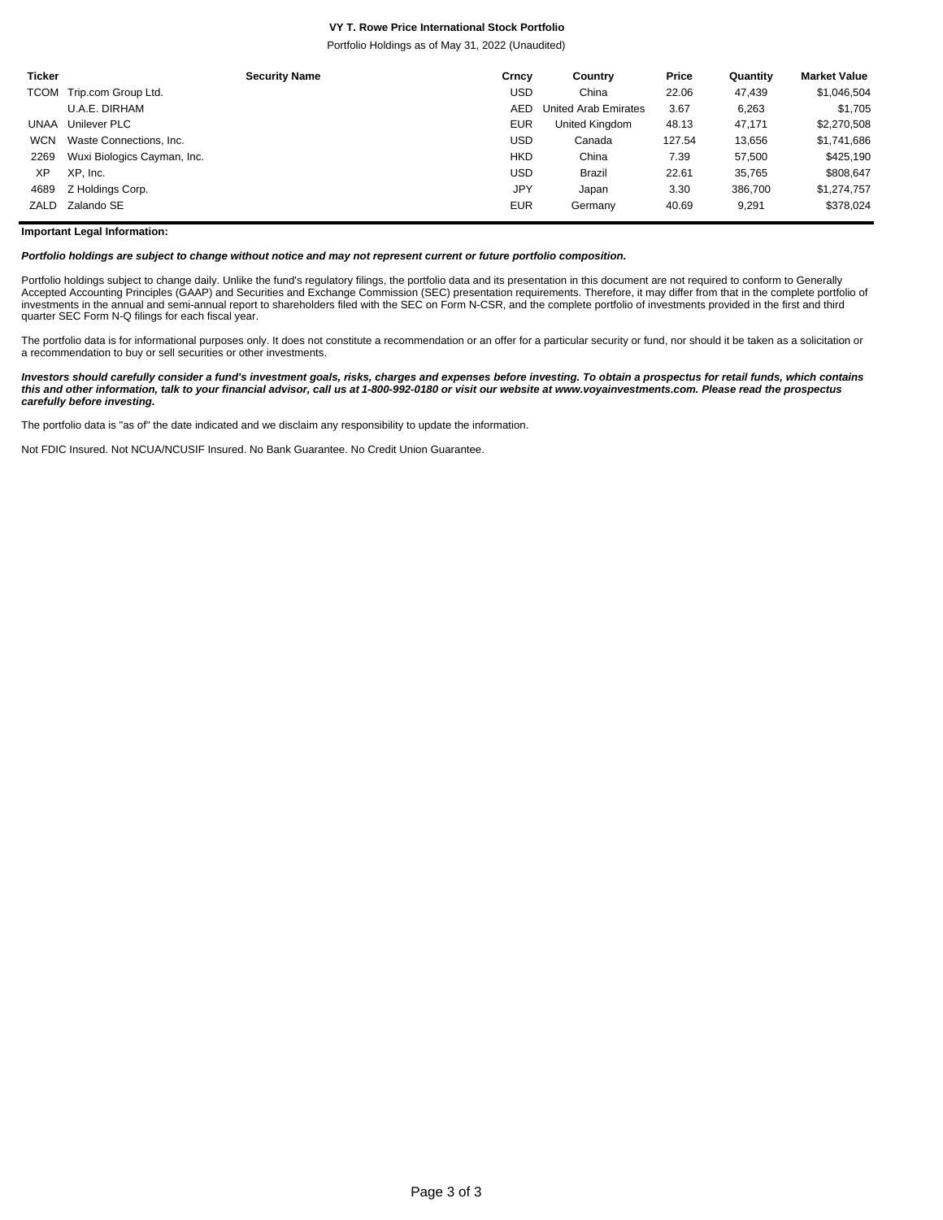**VY T. Rowe Price International Stock Portfolio**

Portfolio Holdings as of May 31, 2022 (Unaudited)

| Ticker | Security Name | Crncy | Country | Price | Quantity | Market Value |
|---|---|---|---|---|---|---|
| TCOM | Trip.com Group Ltd. | USD | China | 22.06 | 47,439 | $1,046,504 |
| | U.A.E. DIRHAM | AED | United Arab Emirates | 3.67 | 6,263 | $1,705 |
| UNAA | Unilever PLC | EUR | United Kingdom | 48.13 | 47,171 | $2,270,508 |
| WCN | Waste Connections, Inc. | USD | Canada | 127.54 | 13,656 | $1,741,686 |
| 2269 | Wuxi Biologics Cayman, Inc. | HKD | China | 7.39 | 57,500 | $425,190 |
| XP | XP, Inc. | USD | Brazil | 22.61 | 35,765 | $808,647 |
| 4689 | Z Holdings Corp. | JPY | Japan | 3.30 | 386,700 | $1,274,757 |
| ZALD | Zalando SE | EUR | Germany | 40.69 | 9,291 | $378,024 |

**Important Legal Information:**

***Portfolio holdings are subject to change without notice and may not represent current or future portfolio composition.***

Portfolio holdings subject to change daily. Unlike the fund's regulatory filings, the portfolio data and its presentation in this document are not required to conform to Generally Accepted Accounting Principles (GAAP) and Securities and Exchange Commission (SEC) presentation requirements. Therefore, it may differ from that in the complete portfolio of investments in the annual and semi-annual report to shareholders filed with the SEC on Form N-CSR, and the complete portfolio of investments provided in the first and third quarter SEC Form N-Q filings for each fiscal year.

The portfolio data is for informational purposes only. It does not constitute a recommendation or an offer for a particular security or fund, nor should it be taken as a solicitation or a recommendation to buy or sell securities or other investments.

***Investors should carefully consider a fund's investment goals, risks, charges and expenses before investing. To obtain a prospectus for retail funds, which contains this and other information, talk to your financial advisor, call us at 1-800-992-0180 or visit our website at www.voyainvestments.com. Please read the prospectus carefully before investing.***

The portfolio data is "as of" the date indicated and we disclaim any responsibility to update the information.

Not FDIC Insured. Not NCUA/NCUSIF Insured. No Bank Guarantee. No Credit Union Guarantee.